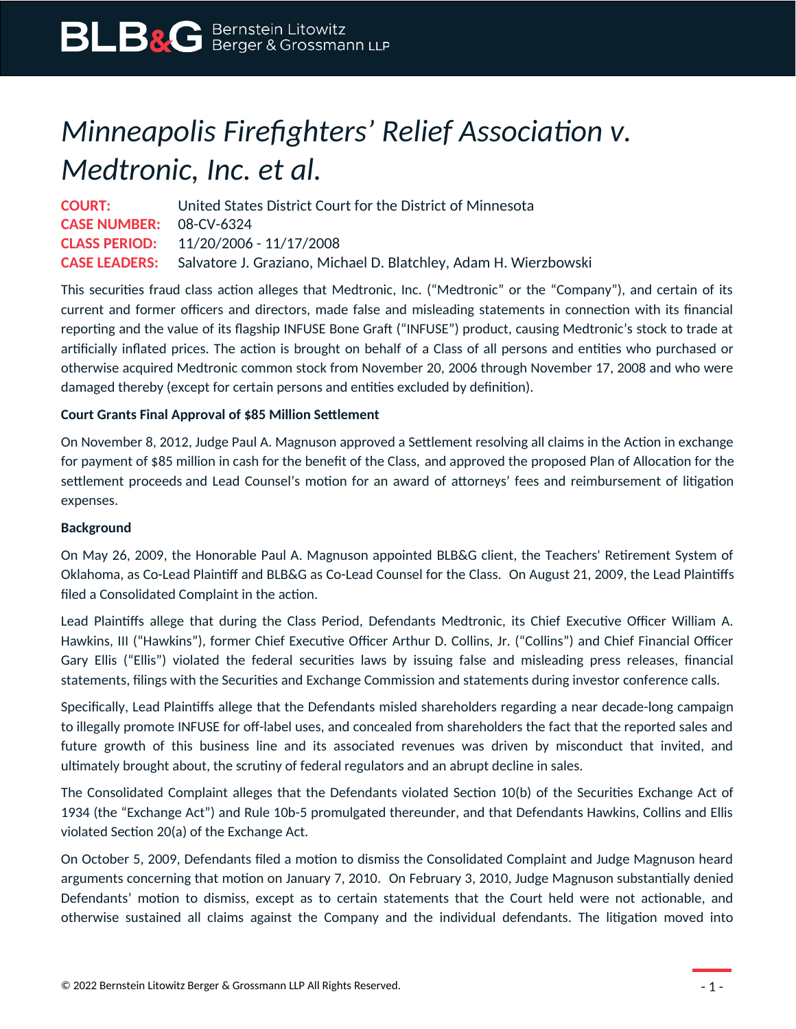# *Minneapolis Firefighters' Relief Association v. Medtronic, Inc. et al.*

**COURT:** United States District Court for the District of Minnesota
**CASE NUMBER:** 08-CV-6324
**CLASS PERIOD:** 11/20/2006 - 11/17/2008
**CASE LEADERS:** Salvatore J. Graziano, Michael D. Blatchley, Adam H. Wierzbowski

This securities fraud class action alleges that Medtronic, Inc. ("Medtronic" or the "Company"), and certain of its current and former officers and directors, made false and misleading statements in connection with its financial reporting and the value of its flagship INFUSE Bone Graft ("INFUSE") product, causing Medtronic's stock to trade at artificially inflated prices. The action is brought on behalf of a Class of all persons and entities who purchased or otherwise acquired Medtronic common stock from November 20, 2006 through November 17, 2008 and who were damaged thereby (except for certain persons and entities excluded by definition).

**Court Grants Final Approval of $85 Million Settlement**

On November 8, 2012, Judge Paul A. Magnuson approved a Settlement resolving all claims in the Action in exchange for payment of $85 million in cash for the benefit of the Class, and approved the proposed Plan of Allocation for the settlement proceeds and Lead Counsel's motion for an award of attorneys' fees and reimbursement of litigation expenses.

**Background**

On May 26, 2009, the Honorable Paul A. Magnuson appointed BLB&G client, the Teachers' Retirement System of Oklahoma, as Co-Lead Plaintiff and BLB&G as Co-Lead Counsel for the Class. On August 21, 2009, the Lead Plaintiffs filed a Consolidated Complaint in the action.

Lead Plaintiffs allege that during the Class Period, Defendants Medtronic, its Chief Executive Officer William A. Hawkins, III ("Hawkins"), former Chief Executive Officer Arthur D. Collins, Jr. ("Collins") and Chief Financial Officer Gary Ellis ("Ellis") violated the federal securities laws by issuing false and misleading press releases, financial statements, filings with the Securities and Exchange Commission and statements during investor conference calls.

Specifically, Lead Plaintiffs allege that the Defendants misled shareholders regarding a near decade-long campaign to illegally promote INFUSE for off-label uses, and concealed from shareholders the fact that the reported sales and future growth of this business line and its associated revenues was driven by misconduct that invited, and ultimately brought about, the scrutiny of federal regulators and an abrupt decline in sales.

The Consolidated Complaint alleges that the Defendants violated Section 10(b) of the Securities Exchange Act of 1934 (the "Exchange Act") and Rule 10b-5 promulgated thereunder, and that Defendants Hawkins, Collins and Ellis violated Section 20(a) of the Exchange Act.

On October 5, 2009, Defendants filed a motion to dismiss the Consolidated Complaint and Judge Magnuson heard arguments concerning that motion on January 7, 2010. On February 3, 2010, Judge Magnuson substantially denied Defendants' motion to dismiss, except as to certain statements that the Court held were not actionable, and otherwise sustained all claims against the Company and the individual defendants. The litigation moved into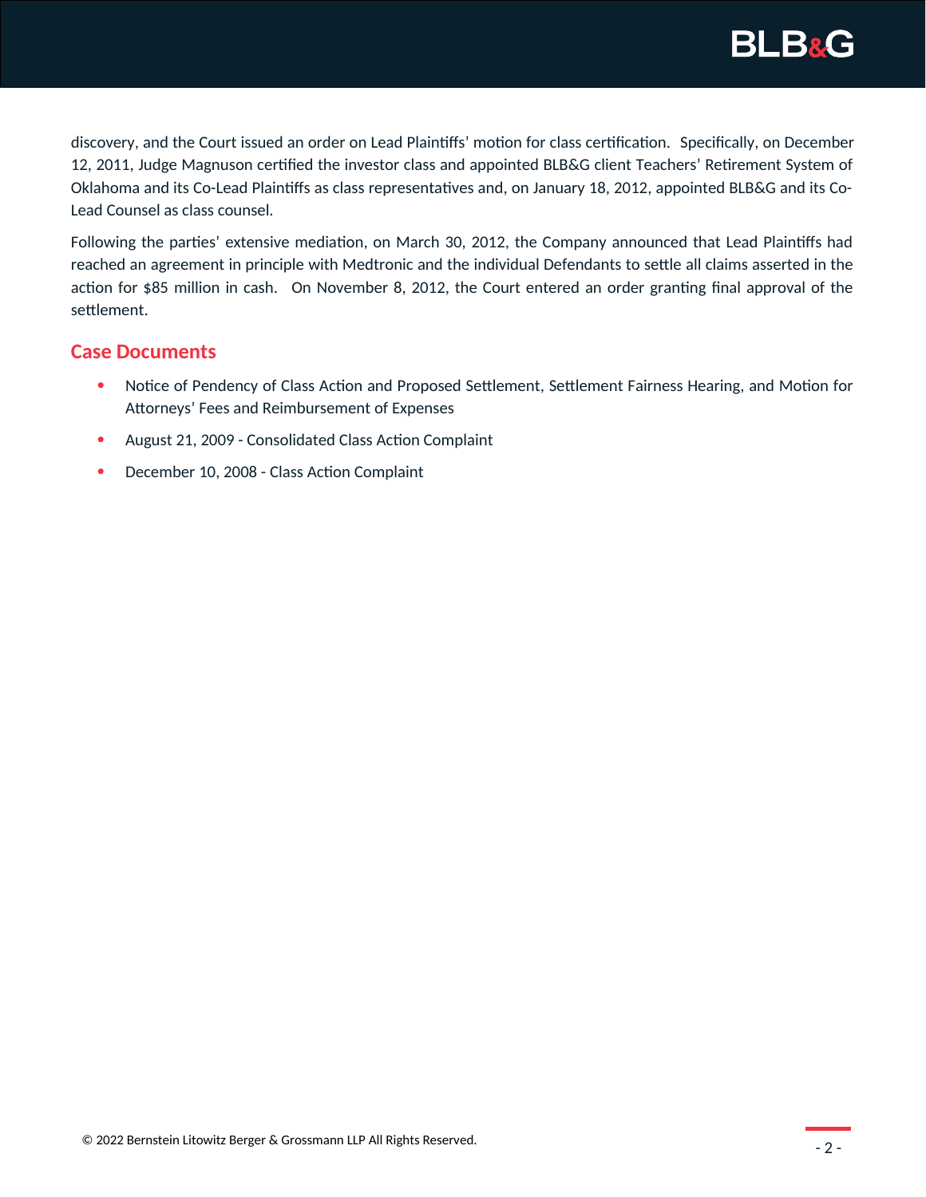discovery, and the Court issued an order on Lead Plaintiffs' motion for class certification. Specifically, on December 12, 2011, Judge Magnuson certified the investor class and appointed BLB&G client Teachers' Retirement System of Oklahoma and its Co-Lead Plaintiffs as class representatives and, on January 18, 2012, appointed BLB&G and its Co-Lead Counsel as class counsel.

Following the parties' extensive mediation, on March 30, 2012, the Company announced that Lead Plaintiffs had reached an agreement in principle with Medtronic and the individual Defendants to settle all claims asserted in the action for $85 million in cash. On November 8, 2012, the Court entered an order granting final approval of the settlement.

## Case Documents

- Notice of Pendency of Class Action and Proposed Settlement, Settlement Fairness Hearing, and Motion for Attorneys' Fees and Reimbursement of Expenses
- August 21, 2009 - Consolidated Class Action Complaint
- December 10, 2008 - Class Action Complaint